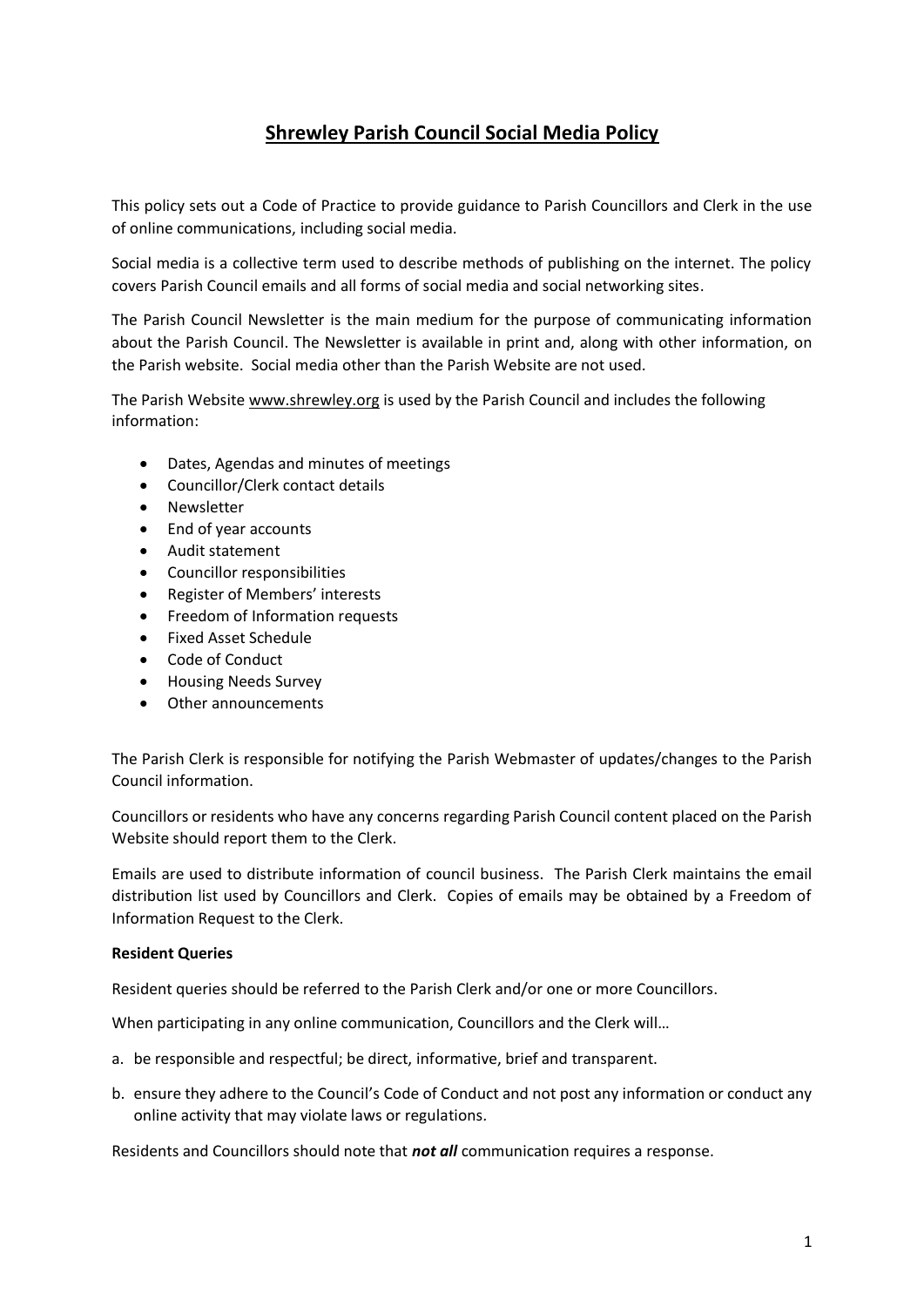# Shrewley Parish Council Social Media Policy

This policy sets out a Code of Practice to provide guidance to Parish Councillors and Clerk in the use of online communications, including social media.

Social media is a collective term used to describe methods of publishing on the internet. The policy covers Parish Council emails and all forms of social media and social networking sites.

The Parish Council Newsletter is the main medium for the purpose of communicating information about the Parish Council. The Newsletter is available in print and, along with other information, on the Parish website. Social media other than the Parish Website are not used.

The Parish Website www.shrewley.org is used by the Parish Council and includes the following information:

- Dates, Agendas and minutes of meetings
- Councillor/Clerk contact details
- Newsletter
- End of year accounts
- Audit statement
- Councillor responsibilities
- Register of Members' interests
- Freedom of Information requests
- Fixed Asset Schedule
- Code of Conduct
- Housing Needs Survey
- Other announcements

The Parish Clerk is responsible for notifying the Parish Webmaster of updates/changes to the Parish Council information.

Councillors or residents who have any concerns regarding Parish Council content placed on the Parish Website should report them to the Clerk.

Emails are used to distribute information of council business. The Parish Clerk maintains the email distribution list used by Councillors and Clerk. Copies of emails may be obtained by a Freedom of Information Request to the Clerk.

**Resident Queries**

Resident queries should be referred to the Parish Clerk and/or one or more Councillors.

When participating in any online communication, Councillors and the Clerk will…

a. be responsible and respectful; be direct, informative, brief and transparent.

b. ensure they adhere to the Council's Code of Conduct and not post any information or conduct any online activity that may violate laws or regulations.

Residents and Councillors should note that ***not all*** communication requires a response.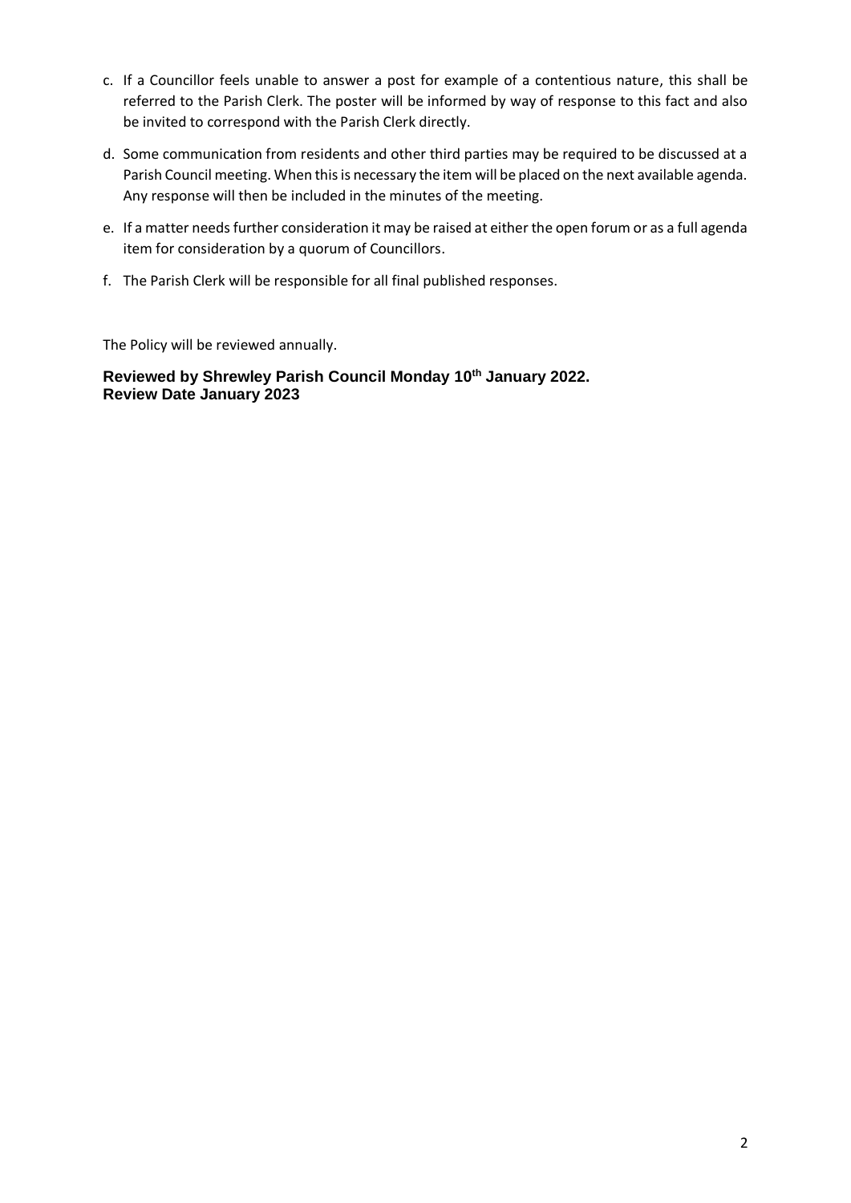c. If a Councillor feels unable to answer a post for example of a contentious nature, this shall be referred to the Parish Clerk. The poster will be informed by way of response to this fact and also be invited to correspond with the Parish Clerk directly.

d. Some communication from residents and other third parties may be required to be discussed at a Parish Council meeting. When this is necessary the item will be placed on the next available agenda. Any response will then be included in the minutes of the meeting.

e. If a matter needs further consideration it may be raised at either the open forum or as a full agenda item for consideration by a quorum of Councillors.

f. The Parish Clerk will be responsible for all final published responses.

The Policy will be reviewed annually.

**Reviewed by Shrewley Parish Council Monday 10th January 2022.**
**Review Date January 2023**